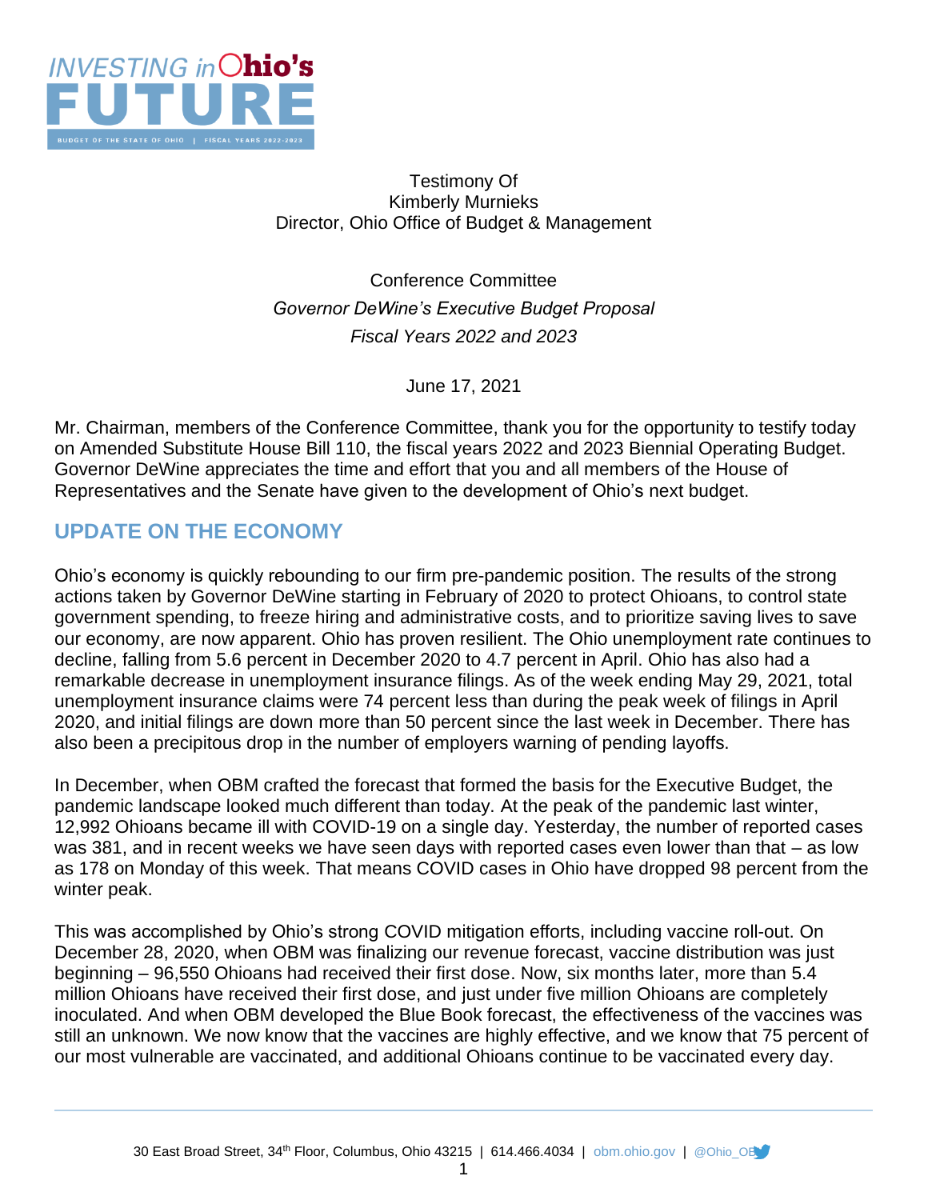Testimony Of
Kimberly Murnieks
Director, Ohio Office of Budget & Management

Conference Committee
*Governor DeWine's Executive Budget Proposal*
*Fiscal Years 2022 and 2023*

June 17, 2021

Mr. Chairman, members of the Conference Committee, thank you for the opportunity to testify today on Amended Substitute House Bill 110, the fiscal years 2022 and 2023 Biennial Operating Budget. Governor DeWine appreciates the time and effort that you and all members of the House of Representatives and the Senate have given to the development of Ohio's next budget.

## UPDATE ON THE ECONOMY

Ohio's economy is quickly rebounding to our firm pre-pandemic position. The results of the strong actions taken by Governor DeWine starting in February of 2020 to protect Ohioans, to control state government spending, to freeze hiring and administrative costs, and to prioritize saving lives to save our economy, are now apparent. Ohio has proven resilient. The Ohio unemployment rate continues to decline, falling from 5.6 percent in December 2020 to 4.7 percent in April. Ohio has also had a remarkable decrease in unemployment insurance filings. As of the week ending May 29, 2021, total unemployment insurance claims were 74 percent less than during the peak week of filings in April 2020, and initial filings are down more than 50 percent since the last week in December. There has also been a precipitous drop in the number of employers warning of pending layoffs.

In December, when OBM crafted the forecast that formed the basis for the Executive Budget, the pandemic landscape looked much different than today. At the peak of the pandemic last winter, 12,992 Ohioans became ill with COVID-19 on a single day. Yesterday, the number of reported cases was 381, and in recent weeks we have seen days with reported cases even lower than that – as low as 178 on Monday of this week. That means COVID cases in Ohio have dropped 98 percent from the winter peak.

This was accomplished by Ohio's strong COVID mitigation efforts, including vaccine roll-out. On December 28, 2020, when OBM was finalizing our revenue forecast, vaccine distribution was just beginning – 96,550 Ohioans had received their first dose. Now, six months later, more than 5.4 million Ohioans have received their first dose, and just under five million Ohioans are completely inoculated. And when OBM developed the Blue Book forecast, the effectiveness of the vaccines was still an unknown. We now know that the vaccines are highly effective, and we know that 75 percent of our most vulnerable are vaccinated, and additional Ohioans continue to be vaccinated every day.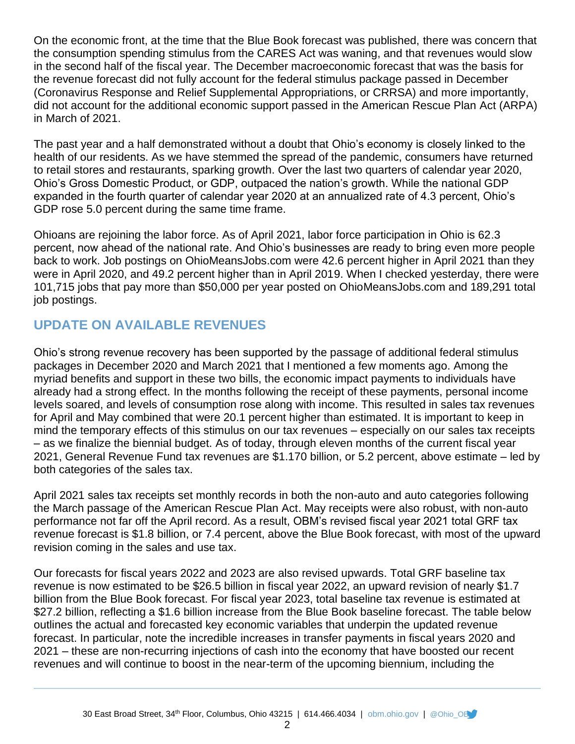On the economic front, at the time that the Blue Book forecast was published, there was concern that the consumption spending stimulus from the CARES Act was waning, and that revenues would slow in the second half of the fiscal year. The December macroeconomic forecast that was the basis for the revenue forecast did not fully account for the federal stimulus package passed in December (Coronavirus Response and Relief Supplemental Appropriations, or CRRSA) and more importantly, did not account for the additional economic support passed in the American Rescue Plan Act (ARPA) in March of 2021.

The past year and a half demonstrated without a doubt that Ohio's economy is closely linked to the health of our residents. As we have stemmed the spread of the pandemic, consumers have returned to retail stores and restaurants, sparking growth. Over the last two quarters of calendar year 2020, Ohio's Gross Domestic Product, or GDP, outpaced the nation's growth. While the national GDP expanded in the fourth quarter of calendar year 2020 at an annualized rate of 4.3 percent, Ohio's GDP rose 5.0 percent during the same time frame.

Ohioans are rejoining the labor force. As of April 2021, labor force participation in Ohio is 62.3 percent, now ahead of the national rate. And Ohio's businesses are ready to bring even more people back to work. Job postings on OhioMeansJobs.com were 42.6 percent higher in April 2021 than they were in April 2020, and 49.2 percent higher than in April 2019. When I checked yesterday, there were 101,715 jobs that pay more than $50,000 per year posted on OhioMeansJobs.com and 189,291 total job postings.

## UPDATE ON AVAILABLE REVENUES

Ohio's strong revenue recovery has been supported by the passage of additional federal stimulus packages in December 2020 and March 2021 that I mentioned a few moments ago. Among the myriad benefits and support in these two bills, the economic impact payments to individuals have already had a strong effect. In the months following the receipt of these payments, personal income levels soared, and levels of consumption rose along with income. This resulted in sales tax revenues for April and May combined that were 20.1 percent higher than estimated. It is important to keep in mind the temporary effects of this stimulus on our tax revenues – especially on our sales tax receipts – as we finalize the biennial budget. As of today, through eleven months of the current fiscal year 2021, General Revenue Fund tax revenues are $1.170 billion, or 5.2 percent, above estimate – led by both categories of the sales tax.

April 2021 sales tax receipts set monthly records in both the non-auto and auto categories following the March passage of the American Rescue Plan Act. May receipts were also robust, with non-auto performance not far off the April record. As a result, OBM's revised fiscal year 2021 total GRF tax revenue forecast is $1.8 billion, or 7.4 percent, above the Blue Book forecast, with most of the upward revision coming in the sales and use tax.

Our forecasts for fiscal years 2022 and 2023 are also revised upwards. Total GRF baseline tax revenue is now estimated to be $26.5 billion in fiscal year 2022, an upward revision of nearly $1.7 billion from the Blue Book forecast. For fiscal year 2023, total baseline tax revenue is estimated at $27.2 billion, reflecting a $1.6 billion increase from the Blue Book baseline forecast. The table below outlines the actual and forecasted key economic variables that underpin the updated revenue forecast. In particular, note the incredible increases in transfer payments in fiscal years 2020 and 2021 – these are non-recurring injections of cash into the economy that have boosted our recent revenues and will continue to boost in the near-term of the upcoming biennium, including the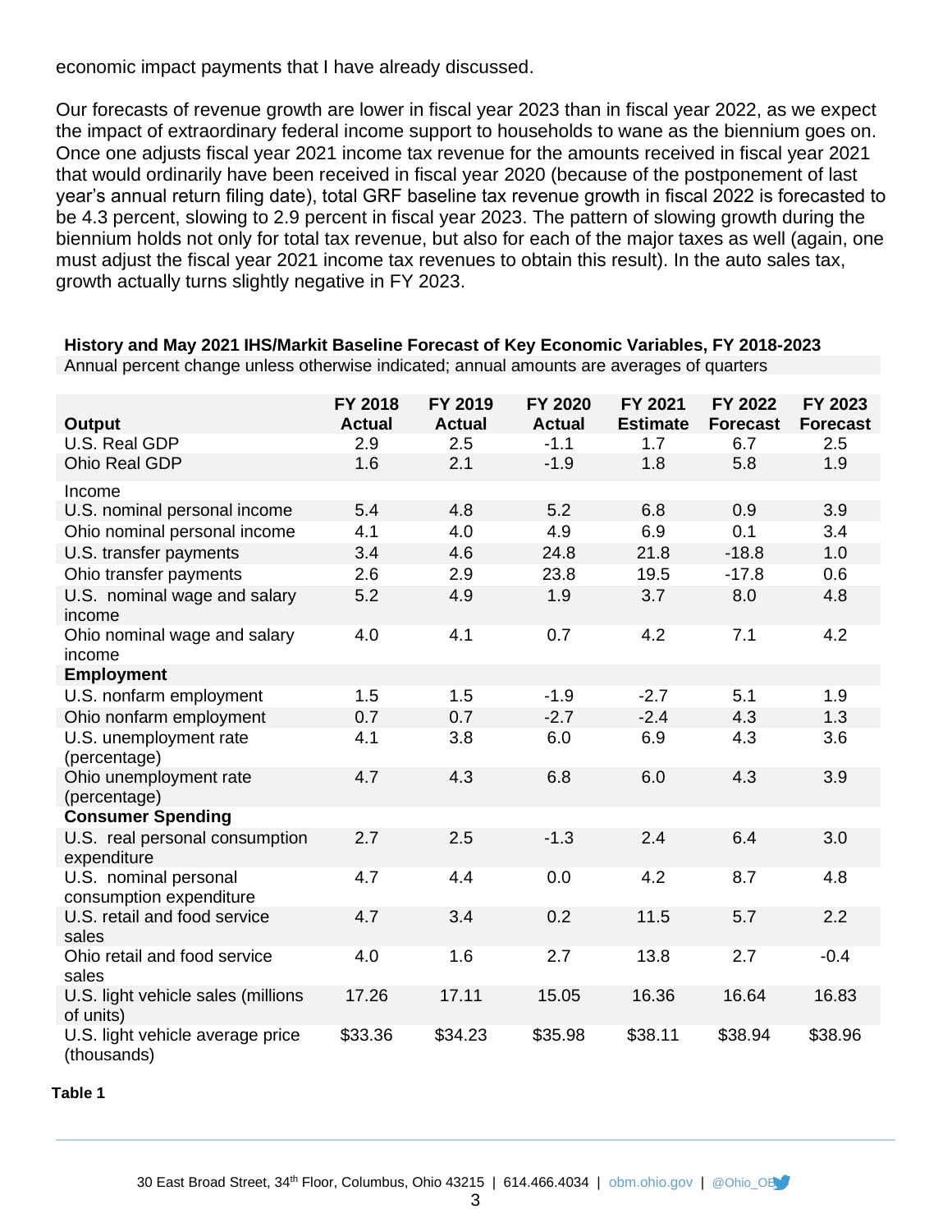economic impact payments that I have already discussed.

Our forecasts of revenue growth are lower in fiscal year 2023 than in fiscal year 2022, as we expect the impact of extraordinary federal income support to households to wane as the biennium goes on. Once one adjusts fiscal year 2021 income tax revenue for the amounts received in fiscal year 2021 that would ordinarily have been received in fiscal year 2020 (because of the postponement of last year's annual return filing date), total GRF baseline tax revenue growth in fiscal 2022 is forecasted to be 4.3 percent, slowing to 2.9 percent in fiscal year 2023. The pattern of slowing growth during the biennium holds not only for total tax revenue, but also for each of the major taxes as well (again, one must adjust the fiscal year 2021 income tax revenues to obtain this result). In the auto sales tax, growth actually turns slightly negative in FY 2023.

**History and May 2021 IHS/Markit Baseline Forecast of Key Economic Variables, FY 2018-2023**

Annual percent change unless otherwise indicated; annual amounts are averages of quarters

| Output | FY 2018 Actual | FY 2019 Actual | FY 2020 Actual | FY 2021 Estimate | FY 2022 Forecast | FY 2023 Forecast |
|---|---|---|---|---|---|---|
| U.S. Real GDP | 2.9 | 2.5 | -1.1 | 1.7 | 6.7 | 2.5 |
| Ohio Real GDP | 1.6 | 2.1 | -1.9 | 1.8 | 5.8 | 1.9 |
| Income | | | | | | |
| U.S. nominal personal income | 5.4 | 4.8 | 5.2 | 6.8 | 0.9 | 3.9 |
| Ohio nominal personal income | 4.1 | 4.0 | 4.9 | 6.9 | 0.1 | 3.4 |
| U.S. transfer payments | 3.4 | 4.6 | 24.8 | 21.8 | -18.8 | 1.0 |
| Ohio transfer payments | 2.6 | 2.9 | 23.8 | 19.5 | -17.8 | 0.6 |
| U.S. nominal wage and salary income | 5.2 | 4.9 | 1.9 | 3.7 | 8.0 | 4.8 |
| Ohio nominal wage and salary income | 4.0 | 4.1 | 0.7 | 4.2 | 7.1 | 4.2 |
| **Employment** | | | | | | |
| U.S. nonfarm employment | 1.5 | 1.5 | -1.9 | -2.7 | 5.1 | 1.9 |
| Ohio nonfarm employment | 0.7 | 0.7 | -2.7 | -2.4 | 4.3 | 1.3 |
| U.S. unemployment rate (percentage) | 4.1 | 3.8 | 6.0 | 6.9 | 4.3 | 3.6 |
| Ohio unemployment rate (percentage) | 4.7 | 4.3 | 6.8 | 6.0 | 4.3 | 3.9 |
| **Consumer Spending** | | | | | | |
| U.S. real personal consumption expenditure | 2.7 | 2.5 | -1.3 | 2.4 | 6.4 | 3.0 |
| U.S. nominal personal consumption expenditure | 4.7 | 4.4 | 0.0 | 4.2 | 8.7 | 4.8 |
| U.S. retail and food service sales | 4.7 | 3.4 | 0.2 | 11.5 | 5.7 | 2.2 |
| Ohio retail and food service sales | 4.0 | 1.6 | 2.7 | 13.8 | 2.7 | -0.4 |
| U.S. light vehicle sales (millions of units) | 17.26 | 17.11 | 15.05 | 16.36 | 16.64 | 16.83 |
| U.S. light vehicle average price (thousands) | $33.36 | $34.23 | $35.98 | $38.11 | $38.94 | $38.96 |

**Table 1**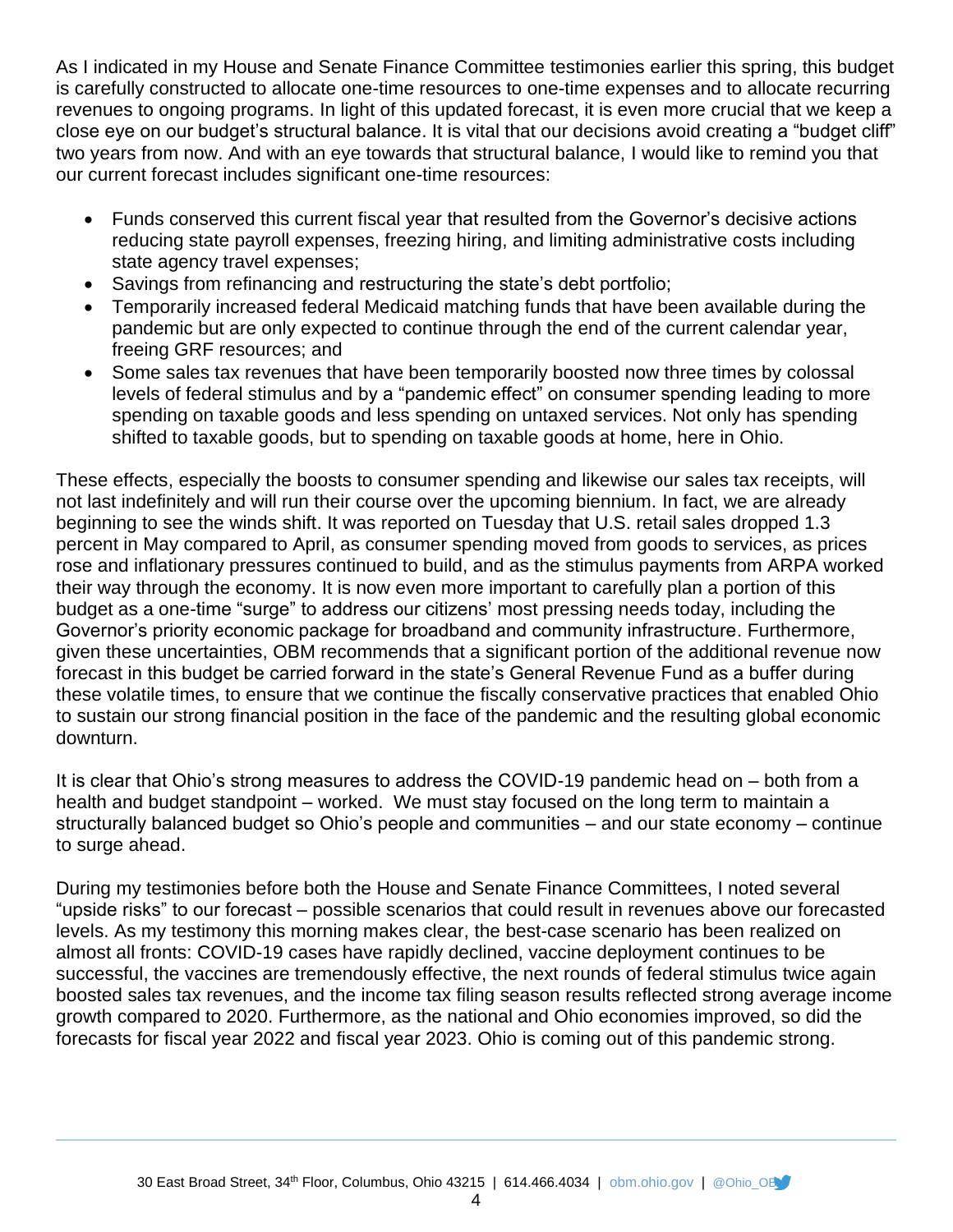As I indicated in my House and Senate Finance Committee testimonies earlier this spring, this budget is carefully constructed to allocate one-time resources to one-time expenses and to allocate recurring revenues to ongoing programs. In light of this updated forecast, it is even more crucial that we keep a close eye on our budget's structural balance. It is vital that our decisions avoid creating a "budget cliff" two years from now. And with an eye towards that structural balance, I would like to remind you that our current forecast includes significant one-time resources:

- Funds conserved this current fiscal year that resulted from the Governor's decisive actions reducing state payroll expenses, freezing hiring, and limiting administrative costs including state agency travel expenses;
- Savings from refinancing and restructuring the state's debt portfolio;
- Temporarily increased federal Medicaid matching funds that have been available during the pandemic but are only expected to continue through the end of the current calendar year, freeing GRF resources; and
- Some sales tax revenues that have been temporarily boosted now three times by colossal levels of federal stimulus and by a "pandemic effect" on consumer spending leading to more spending on taxable goods and less spending on untaxed services. Not only has spending shifted to taxable goods, but to spending on taxable goods at home, here in Ohio.

These effects, especially the boosts to consumer spending and likewise our sales tax receipts, will not last indefinitely and will run their course over the upcoming biennium. In fact, we are already beginning to see the winds shift. It was reported on Tuesday that U.S. retail sales dropped 1.3 percent in May compared to April, as consumer spending moved from goods to services, as prices rose and inflationary pressures continued to build, and as the stimulus payments from ARPA worked their way through the economy. It is now even more important to carefully plan a portion of this budget as a one-time "surge" to address our citizens' most pressing needs today, including the Governor's priority economic package for broadband and community infrastructure. Furthermore, given these uncertainties, OBM recommends that a significant portion of the additional revenue now forecast in this budget be carried forward in the state's General Revenue Fund as a buffer during these volatile times, to ensure that we continue the fiscally conservative practices that enabled Ohio to sustain our strong financial position in the face of the pandemic and the resulting global economic downturn.

It is clear that Ohio's strong measures to address the COVID-19 pandemic head on – both from a health and budget standpoint – worked. We must stay focused on the long term to maintain a structurally balanced budget so Ohio's people and communities – and our state economy – continue to surge ahead.

During my testimonies before both the House and Senate Finance Committees, I noted several "upside risks" to our forecast – possible scenarios that could result in revenues above our forecasted levels. As my testimony this morning makes clear, the best-case scenario has been realized on almost all fronts: COVID-19 cases have rapidly declined, vaccine deployment continues to be successful, the vaccines are tremendously effective, the next rounds of federal stimulus twice again boosted sales tax revenues, and the income tax filing season results reflected strong average income growth compared to 2020. Furthermore, as the national and Ohio economies improved, so did the forecasts for fiscal year 2022 and fiscal year 2023. Ohio is coming out of this pandemic strong.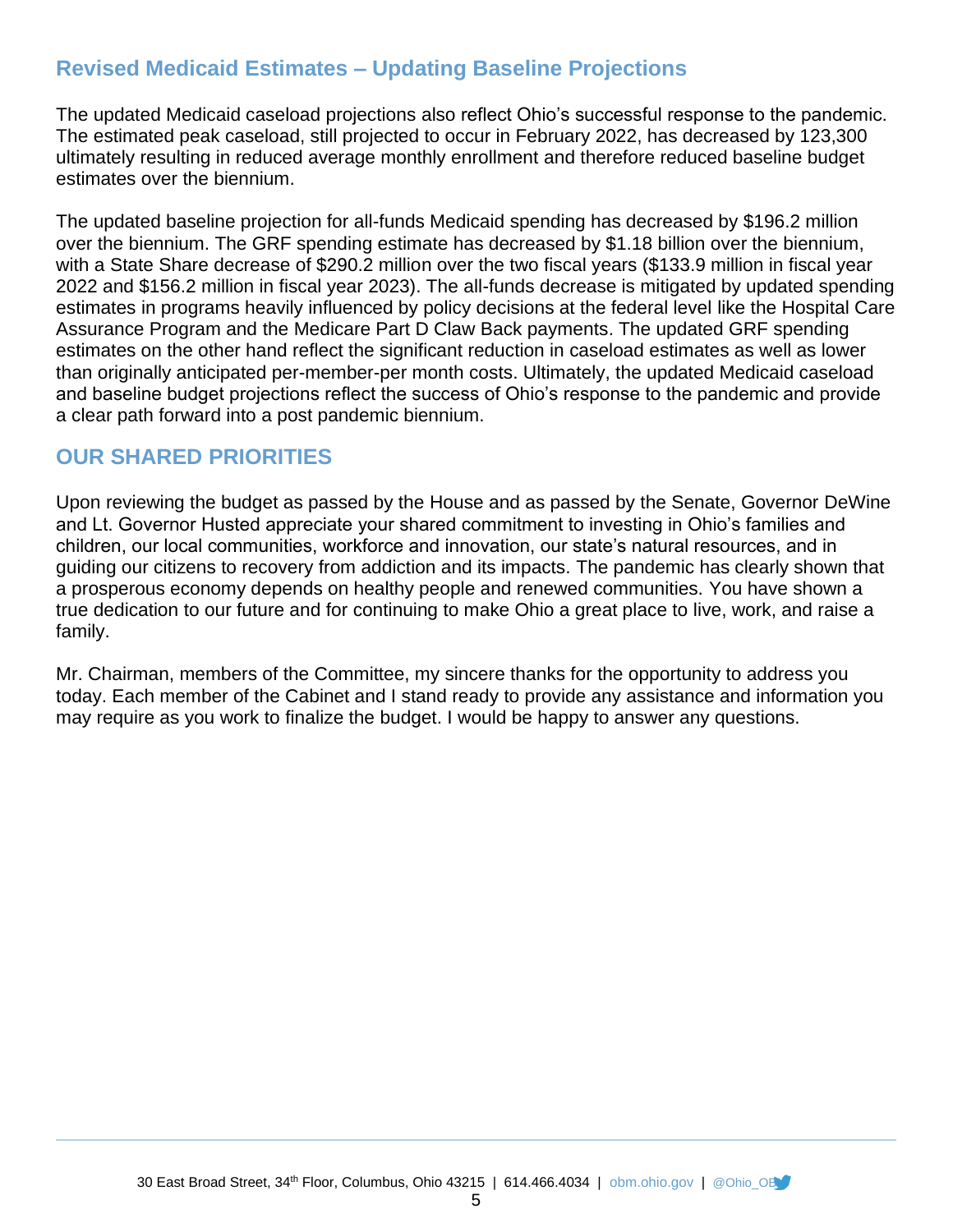## Revised Medicaid Estimates – Updating Baseline Projections

The updated Medicaid caseload projections also reflect Ohio's successful response to the pandemic. The estimated peak caseload, still projected to occur in February 2022, has decreased by 123,300 ultimately resulting in reduced average monthly enrollment and therefore reduced baseline budget estimates over the biennium.

The updated baseline projection for all-funds Medicaid spending has decreased by $196.2 million over the biennium. The GRF spending estimate has decreased by $1.18 billion over the biennium, with a State Share decrease of $290.2 million over the two fiscal years ($133.9 million in fiscal year 2022 and $156.2 million in fiscal year 2023). The all-funds decrease is mitigated by updated spending estimates in programs heavily influenced by policy decisions at the federal level like the Hospital Care Assurance Program and the Medicare Part D Claw Back payments. The updated GRF spending estimates on the other hand reflect the significant reduction in caseload estimates as well as lower than originally anticipated per-member-per month costs. Ultimately, the updated Medicaid caseload and baseline budget projections reflect the success of Ohio's response to the pandemic and provide a clear path forward into a post pandemic biennium.

## OUR SHARED PRIORITIES

Upon reviewing the budget as passed by the House and as passed by the Senate, Governor DeWine and Lt. Governor Husted appreciate your shared commitment to investing in Ohio's families and children, our local communities, workforce and innovation, our state's natural resources, and in guiding our citizens to recovery from addiction and its impacts. The pandemic has clearly shown that a prosperous economy depends on healthy people and renewed communities. You have shown a true dedication to our future and for continuing to make Ohio a great place to live, work, and raise a family.

Mr. Chairman, members of the Committee, my sincere thanks for the opportunity to address you today. Each member of the Cabinet and I stand ready to provide any assistance and information you may require as you work to finalize the budget. I would be happy to answer any questions.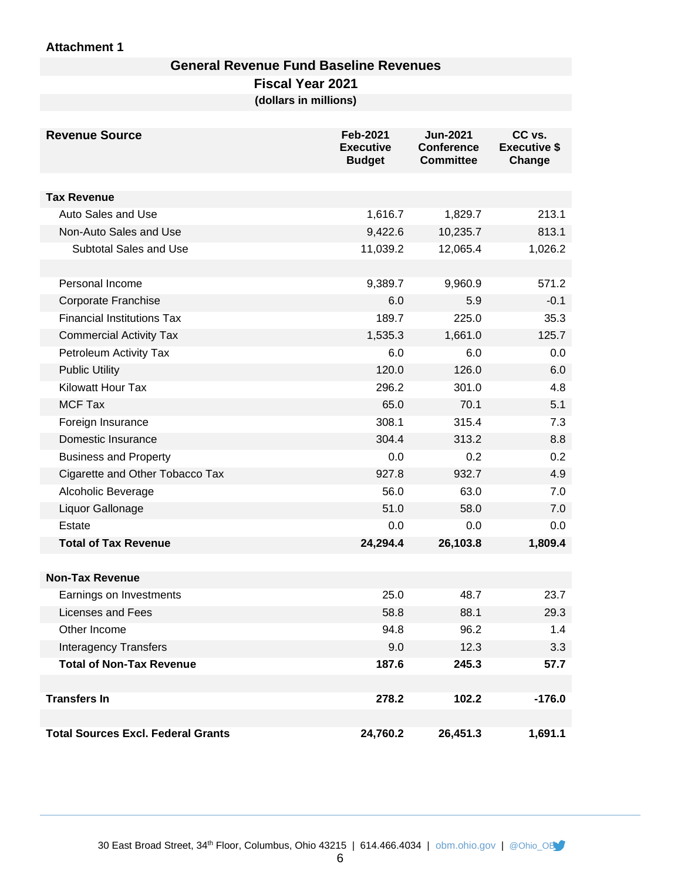**Attachment 1**

## General Revenue Fund Baseline Revenues
### Fiscal Year 2021
**(dollars in millions)**

| Revenue Source | Feb-2021 Executive Budget | Jun-2021 Conference Committee | CC vs. Executive $ Change |
|---|---|---|---|
| **Tax Revenue** | | | |
| Auto Sales and Use | 1,616.7 | 1,829.7 | 213.1 |
| Non-Auto Sales and Use | 9,422.6 | 10,235.7 | 813.1 |
| Subtotal Sales and Use | 11,039.2 | 12,065.4 | 1,026.2 |
| | | | |
| Personal Income | 9,389.7 | 9,960.9 | 571.2 |
| Corporate Franchise | 6.0 | 5.9 | -0.1 |
| Financial Institutions Tax | 189.7 | 225.0 | 35.3 |
| Commercial Activity Tax | 1,535.3 | 1,661.0 | 125.7 |
| Petroleum Activity Tax | 6.0 | 6.0 | 0.0 |
| Public Utility | 120.0 | 126.0 | 6.0 |
| Kilowatt Hour Tax | 296.2 | 301.0 | 4.8 |
| MCF Tax | 65.0 | 70.1 | 5.1 |
| Foreign Insurance | 308.1 | 315.4 | 7.3 |
| Domestic Insurance | 304.4 | 313.2 | 8.8 |
| Business and Property | 0.0 | 0.2 | 0.2 |
| Cigarette and Other Tobacco Tax | 927.8 | 932.7 | 4.9 |
| Alcoholic Beverage | 56.0 | 63.0 | 7.0 |
| Liquor Gallonage | 51.0 | 58.0 | 7.0 |
| Estate | 0.0 | 0.0 | 0.0 |
| **Total of Tax Revenue** | **24,294.4** | **26,103.8** | **1,809.4** |
| | | | |
| **Non-Tax Revenue** | | | |
| Earnings on Investments | 25.0 | 48.7 | 23.7 |
| Licenses and Fees | 58.8 | 88.1 | 29.3 |
| Other Income | 94.8 | 96.2 | 1.4 |
| Interagency Transfers | 9.0 | 12.3 | 3.3 |
| **Total of Non-Tax Revenue** | **187.6** | **245.3** | **57.7** |
| | | | |
| **Transfers In** | **278.2** | **102.2** | **-176.0** |
| | | | |
| **Total Sources Excl. Federal Grants** | **24,760.2** | **26,451.3** | **1,691.1** |

30 East Broad Street, 34th Floor, Columbus, Ohio 43215 | 614.466.4034 | obm.ohio.gov | @Ohio_OBM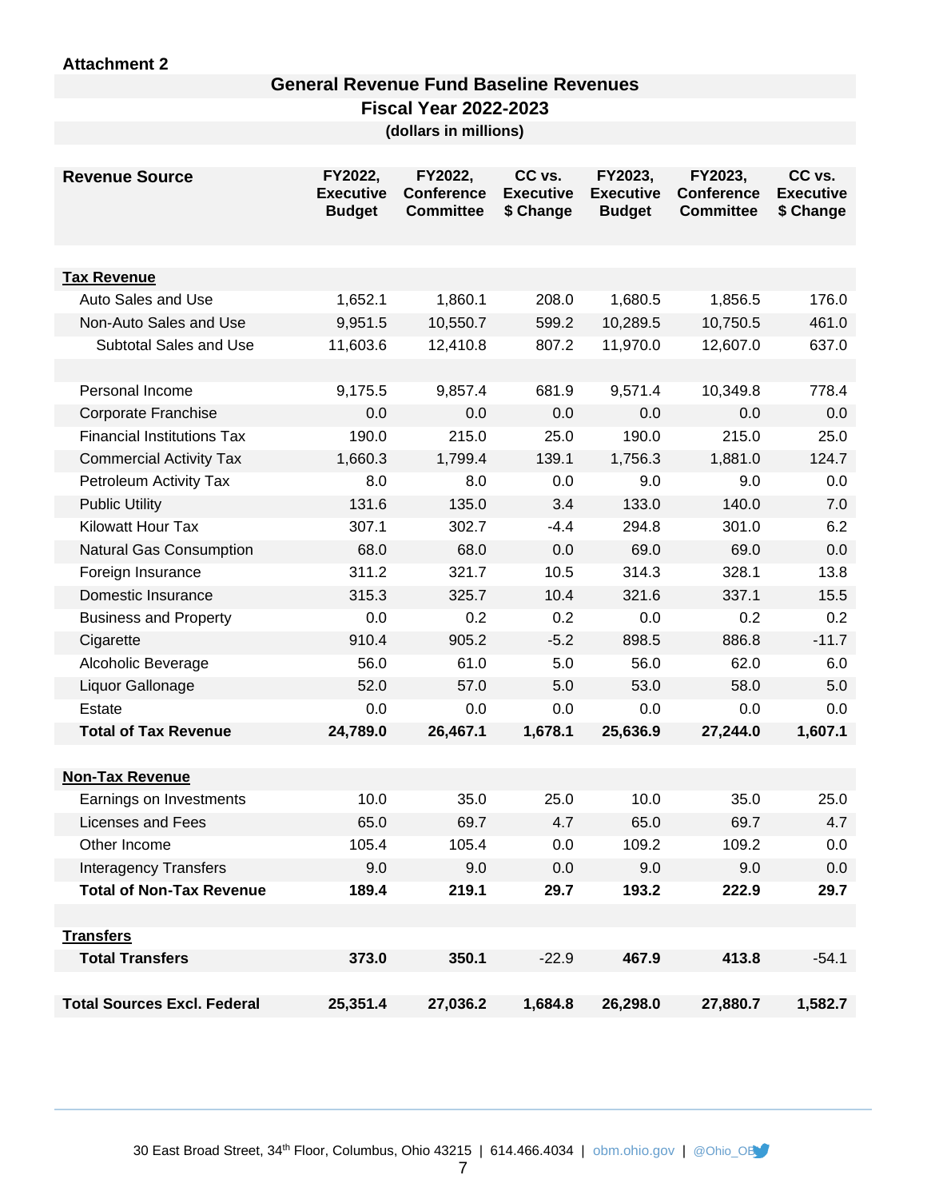**Attachment 2**

## General Revenue Fund Baseline Revenues
### Fiscal Year 2022-2023
**(dollars in millions)**

| Revenue Source | FY2022, Executive Budget | FY2022, Conference Committee | CC vs. Executive $ Change | FY2023, Executive Budget | FY2023, Conference Committee | CC vs. Executive $ Change |
|---|---|---|---|---|---|---|
| **Tax Revenue** | | | | | | |
| Auto Sales and Use | 1,652.1 | 1,860.1 | 208.0 | 1,680.5 | 1,856.5 | 176.0 |
| Non-Auto Sales and Use | 9,951.5 | 10,550.7 | 599.2 | 10,289.5 | 10,750.5 | 461.0 |
| Subtotal Sales and Use | 11,603.6 | 12,410.8 | 807.2 | 11,970.0 | 12,607.0 | 637.0 |
| | | | | | | |
| Personal Income | 9,175.5 | 9,857.4 | 681.9 | 9,571.4 | 10,349.8 | 778.4 |
| Corporate Franchise | 0.0 | 0.0 | 0.0 | 0.0 | 0.0 | 0.0 |
| Financial Institutions Tax | 190.0 | 215.0 | 25.0 | 190.0 | 215.0 | 25.0 |
| Commercial Activity Tax | 1,660.3 | 1,799.4 | 139.1 | 1,756.3 | 1,881.0 | 124.7 |
| Petroleum Activity Tax | 8.0 | 8.0 | 0.0 | 9.0 | 9.0 | 0.0 |
| Public Utility | 131.6 | 135.0 | 3.4 | 133.0 | 140.0 | 7.0 |
| Kilowatt Hour Tax | 307.1 | 302.7 | -4.4 | 294.8 | 301.0 | 6.2 |
| Natural Gas Consumption | 68.0 | 68.0 | 0.0 | 69.0 | 69.0 | 0.0 |
| Foreign Insurance | 311.2 | 321.7 | 10.5 | 314.3 | 328.1 | 13.8 |
| Domestic Insurance | 315.3 | 325.7 | 10.4 | 321.6 | 337.1 | 15.5 |
| Business and Property | 0.0 | 0.2 | 0.2 | 0.0 | 0.2 | 0.2 |
| Cigarette | 910.4 | 905.2 | -5.2 | 898.5 | 886.8 | -11.7 |
| Alcoholic Beverage | 56.0 | 61.0 | 5.0 | 56.0 | 62.0 | 6.0 |
| Liquor Gallonage | 52.0 | 57.0 | 5.0 | 53.0 | 58.0 | 5.0 |
| Estate | 0.0 | 0.0 | 0.0 | 0.0 | 0.0 | 0.0 |
| **Total of Tax Revenue** | **24,789.0** | **26,467.1** | **1,678.1** | **25,636.9** | **27,244.0** | **1,607.1** |
| | | | | | | |
| **Non-Tax Revenue** | | | | | | |
| Earnings on Investments | 10.0 | 35.0 | 25.0 | 10.0 | 35.0 | 25.0 |
| Licenses and Fees | 65.0 | 69.7 | 4.7 | 65.0 | 69.7 | 4.7 |
| Other Income | 105.4 | 105.4 | 0.0 | 109.2 | 109.2 | 0.0 |
| Interagency Transfers | 9.0 | 9.0 | 0.0 | 9.0 | 9.0 | 0.0 |
| **Total of Non-Tax Revenue** | **189.4** | **219.1** | **29.7** | **193.2** | **222.9** | **29.7** |
| | | | | | | |
| **Transfers** | | | | | | |
| **Total Transfers** | **373.0** | **350.1** | -22.9 | **467.9** | **413.8** | -54.1 |
| | | | | | | |
| **Total Sources Excl. Federal** | **25,351.4** | **27,036.2** | **1,684.8** | **26,298.0** | **27,880.7** | **1,582.7** |